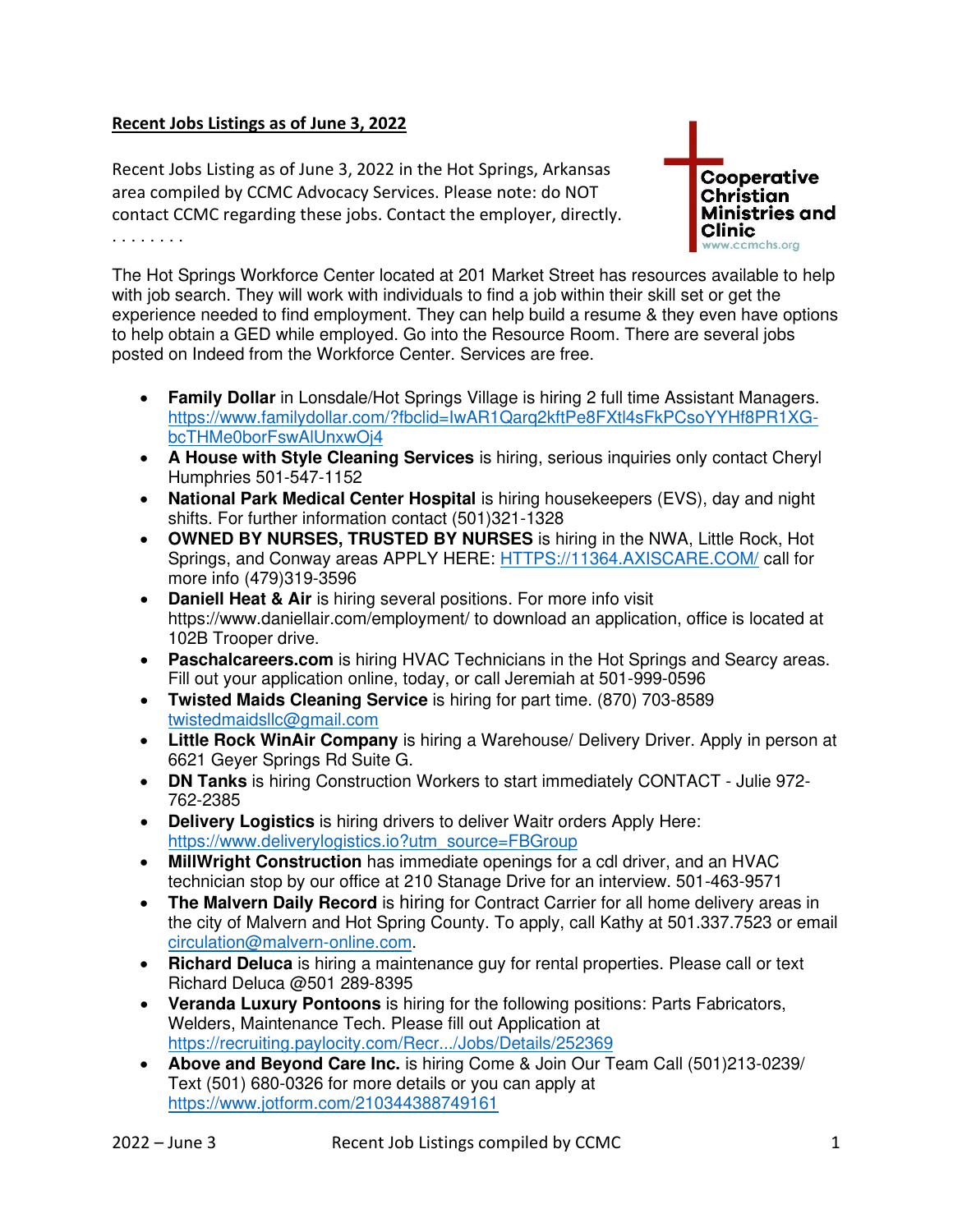**Recent Jobs Listings as of June 3, 2022**

Recent Jobs Listing as of June 3, 2022 in the Hot Springs, Arkansas area compiled by CCMC Advocacy Services. Please note: do NOT contact CCMC regarding these jobs. Contact the employer, directly.

. . . . . . . .

Cooperative Christian Ministries and Clinic
www.ccmchs.org

The Hot Springs Workforce Center located at 201 Market Street has resources available to help with job search. They will work with individuals to find a job within their skill set or get the experience needed to find employment. They can help build a resume & they even have options to help obtain a GED while employed. Go into the Resource Room. There are several jobs posted on Indeed from the Workforce Center. Services are free.

- **Family Dollar** in Lonsdale/Hot Springs Village is hiring 2 full time Assistant Managers. https://www.familydollar.com/?fbclid=IwAR1Qarq2kftPe8FXtl4sFkPCsoYYHf8PR1XG-bcTHMe0borFswAlUnxwOj4
- **A House with Style Cleaning Services** is hiring, serious inquiries only contact Cheryl Humphries 501-547-1152
- **National Park Medical Center Hospital** is hiring housekeepers (EVS), day and night shifts. For further information contact (501)321-1328
- **OWNED BY NURSES, TRUSTED BY NURSES** is hiring in the NWA, Little Rock, Hot Springs, and Conway areas APPLY HERE: HTTPS://11364.AXISCARE.COM/ call for more info (479)319-3596
- **Daniell Heat & Air** is hiring several positions. For more info visit https://www.daniellair.com/employment/ to download an application, office is located at 102B Trooper drive.
- **Paschalcareers.com** is hiring HVAC Technicians in the Hot Springs and Searcy areas. Fill out your application online, today, or call Jeremiah at 501-999-0596
- **Twisted Maids Cleaning Service** is hiring for part time. (870) 703-8589 twistedmaidsllc@gmail.com
- **Little Rock WinAir Company** is hiring a Warehouse/ Delivery Driver. Apply in person at 6621 Geyer Springs Rd Suite G.
- **DN Tanks** is hiring Construction Workers to start immediately CONTACT - Julie 972-762-2385
- **Delivery Logistics** is hiring drivers to deliver Waitr orders Apply Here: https://www.deliverylogistics.io?utm_source=FBGroup
- **MillWright Construction** has immediate openings for a cdl driver, and an HVAC technician stop by our office at 210 Stanage Drive for an interview. 501-463-9571
- **The Malvern Daily Record** is hiring for Contract Carrier for all home delivery areas in the city of Malvern and Hot Spring County. To apply, call Kathy at 501.337.7523 or email circulation@malvern-online.com.
- **Richard Deluca** is hiring a maintenance guy for rental properties. Please call or text Richard Deluca @501 289-8395
- **Veranda Luxury Pontoons** is hiring for the following positions: Parts Fabricators, Welders, Maintenance Tech. Please fill out Application at https://recruiting.paylocity.com/Recr.../Jobs/Details/252369
- **Above and Beyond Care Inc.** is hiring Come & Join Our Team Call (501)213-0239/ Text (501) 680-0326 for more details or you can apply at https://www.jotform.com/210344388749161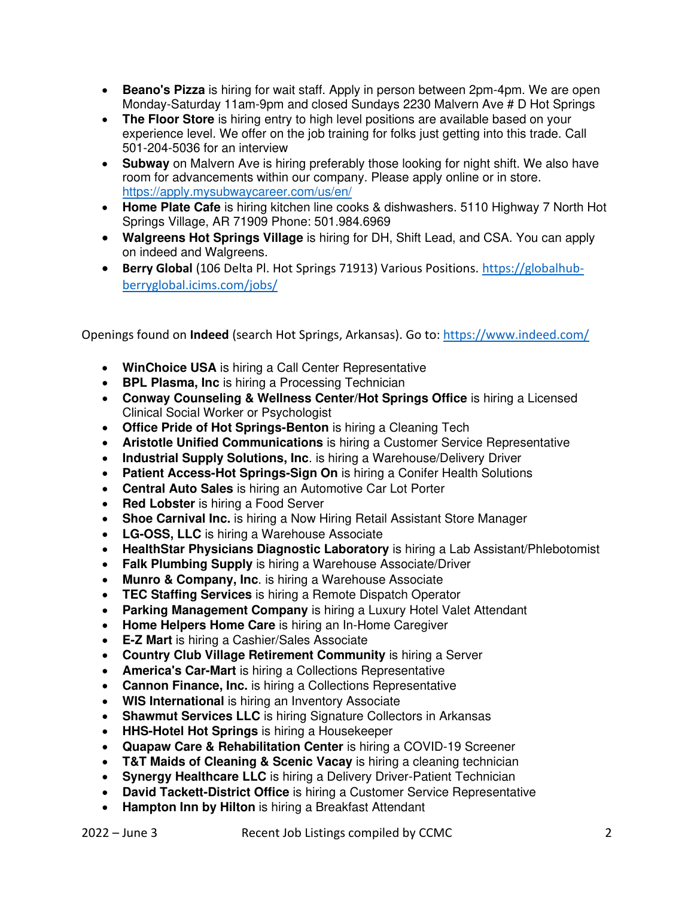- **Beano's Pizza** is hiring for wait staff. Apply in person between 2pm-4pm. We are open Monday-Saturday 11am-9pm and closed Sundays 2230 Malvern Ave # D Hot Springs
- **The Floor Store** is hiring entry to high level positions are available based on your experience level. We offer on the job training for folks just getting into this trade. Call 501-204-5036 for an interview
- **Subway** on Malvern Ave is hiring preferably those looking for night shift. We also have room for advancements within our company. Please apply online or in store. https://apply.mysubwaycareer.com/us/en/
- **Home Plate Cafe** is hiring kitchen line cooks & dishwashers. 5110 Highway 7 North Hot Springs Village, AR 71909 Phone: 501.984.6969
- **Walgreens Hot Springs Village** is hiring for DH, Shift Lead, and CSA. You can apply on indeed and Walgreens.
- **Berry Global** (106 Delta Pl. Hot Springs 71913) Various Positions. https://globalhub-berryglobal.icims.com/jobs/

Openings found on **Indeed** (search Hot Springs, Arkansas). Go to: https://www.indeed.com/

- **WinChoice USA** is hiring a Call Center Representative
- **BPL Plasma, Inc** is hiring a Processing Technician
- **Conway Counseling & Wellness Center/Hot Springs Office** is hiring a Licensed Clinical Social Worker or Psychologist
- **Office Pride of Hot Springs-Benton** is hiring a Cleaning Tech
- **Aristotle Unified Communications** is hiring a Customer Service Representative
- **Industrial Supply Solutions, Inc**. is hiring a Warehouse/Delivery Driver
- **Patient Access-Hot Springs-Sign On** is hiring a Conifer Health Solutions
- **Central Auto Sales** is hiring an Automotive Car Lot Porter
- **Red Lobster** is hiring a Food Server
- **Shoe Carnival Inc.** is hiring a Now Hiring Retail Assistant Store Manager
- **LG-OSS, LLC** is hiring a Warehouse Associate
- **HealthStar Physicians Diagnostic Laboratory** is hiring a Lab Assistant/Phlebotomist
- **Falk Plumbing Supply** is hiring a Warehouse Associate/Driver
- **Munro & Company, Inc**. is hiring a Warehouse Associate
- **TEC Staffing Services** is hiring a Remote Dispatch Operator
- **Parking Management Company** is hiring a Luxury Hotel Valet Attendant
- **Home Helpers Home Care** is hiring an In-Home Caregiver
- **E-Z Mart** is hiring a Cashier/Sales Associate
- **Country Club Village Retirement Community** is hiring a Server
- **America's Car-Mart** is hiring a Collections Representative
- **Cannon Finance, Inc.** is hiring a Collections Representative
- **WIS International** is hiring an Inventory Associate
- **Shawmut Services LLC** is hiring Signature Collectors in Arkansas
- **HHS-Hotel Hot Springs** is hiring a Housekeeper
- **Quapaw Care & Rehabilitation Center** is hiring a COVID-19 Screener
- **T&T Maids of Cleaning & Scenic Vacay** is hiring a cleaning technician
- **Synergy Healthcare LLC** is hiring a Delivery Driver-Patient Technician
- **David Tackett-District Office** is hiring a Customer Service Representative
- **Hampton Inn by Hilton** is hiring a Breakfast Attendant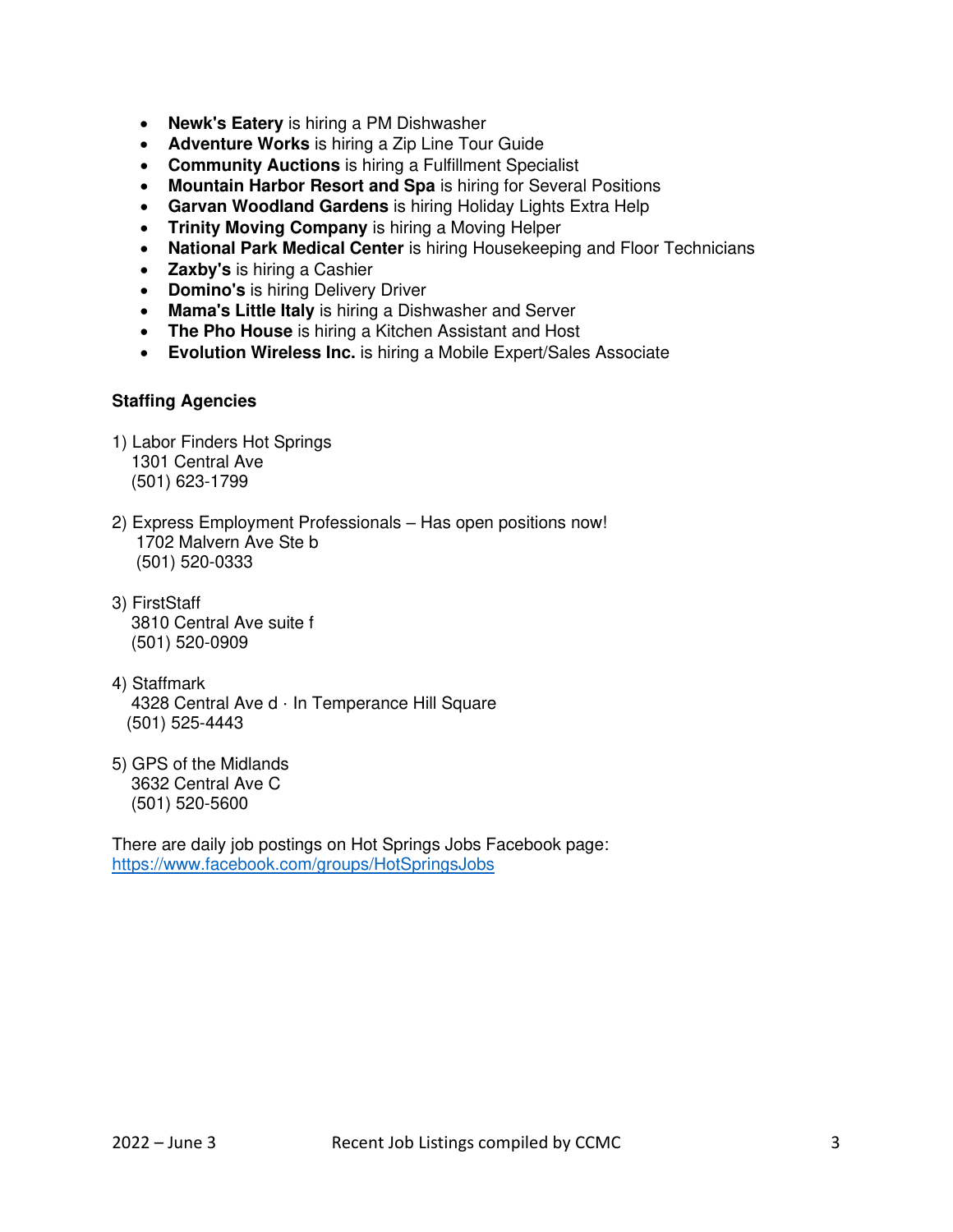- **Newk's Eatery** is hiring a PM Dishwasher
- **Adventure Works** is hiring a Zip Line Tour Guide
- **Community Auctions** is hiring a Fulfillment Specialist
- **Mountain Harbor Resort and Spa** is hiring for Several Positions
- **Garvan Woodland Gardens** is hiring Holiday Lights Extra Help
- **Trinity Moving Company** is hiring a Moving Helper
- **National Park Medical Center** is hiring Housekeeping and Floor Technicians
- **Zaxby's** is hiring a Cashier
- **Domino's** is hiring Delivery Driver
- **Mama's Little Italy** is hiring a Dishwasher and Server
- **The Pho House** is hiring a Kitchen Assistant and Host
- **Evolution Wireless Inc.** is hiring a Mobile Expert/Sales Associate

**Staffing Agencies**

1) Labor Finders Hot Springs
   1301 Central Ave
   (501) 623-1799

2) Express Employment Professionals – Has open positions now!
   1702 Malvern Ave Ste b
   (501) 520-0333

3) FirstStaff
   3810 Central Ave suite f
   (501) 520-0909

4) Staffmark
   4328 Central Ave d · In Temperance Hill Square
   (501) 525-4443

5) GPS of the Midlands
   3632 Central Ave C
   (501) 520-5600

There are daily job postings on Hot Springs Jobs Facebook page:
https://www.facebook.com/groups/HotSpringsJobs